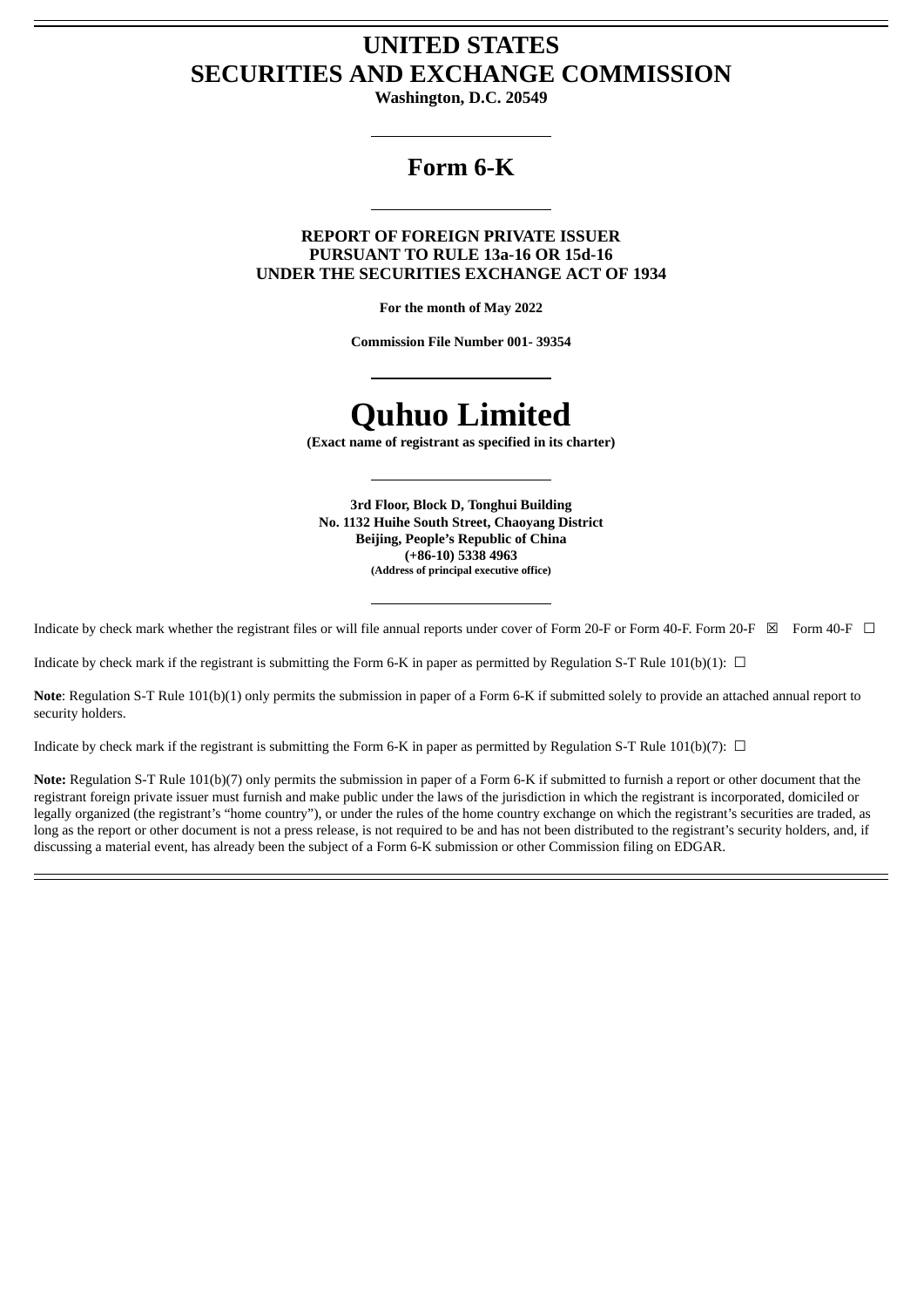# UNITED STATES
# SECURITIES AND EXCHANGE COMMISSION

**Washington, D.C. 20549**

---

## Form 6-K

---

**REPORT OF FOREIGN PRIVATE ISSUER**
**PURSUANT TO RULE 13a-16 OR 15d-16**
**UNDER THE SECURITIES EXCHANGE ACT OF 1934**

**For the month of May 2022**

**Commission File Number 001- 39354**

---

# Quhuo Limited

**(Exact name of registrant as specified in its charter)**

---

**3rd Floor, Block D, Tonghui Building**
**No. 1132 Huihe South Street, Chaoyang District**
**Beijing, People's Republic of China**
**(+86-10) 5338 4963**
**(Address of principal executive office)**

---

Indicate by check mark whether the registrant files or will file annual reports under cover of Form 20-F or Form 40-F. Form 20-F ☒ Form 40-F ☐

Indicate by check mark if the registrant is submitting the Form 6-K in paper as permitted by Regulation S-T Rule 101(b)(1): ☐

**Note**: Regulation S-T Rule 101(b)(1) only permits the submission in paper of a Form 6-K if submitted solely to provide an attached annual report to security holders.

Indicate by check mark if the registrant is submitting the Form 6-K in paper as permitted by Regulation S-T Rule 101(b)(7): ☐

**Note:** Regulation S-T Rule 101(b)(7) only permits the submission in paper of a Form 6-K if submitted to furnish a report or other document that the registrant foreign private issuer must furnish and make public under the laws of the jurisdiction in which the registrant is incorporated, domiciled or legally organized (the registrant's "home country"), or under the rules of the home country exchange on which the registrant's securities are traded, as long as the report or other document is not a press release, is not required to be and has not been distributed to the registrant's security holders, and, if discussing a material event, has already been the subject of a Form 6-K submission or other Commission filing on EDGAR.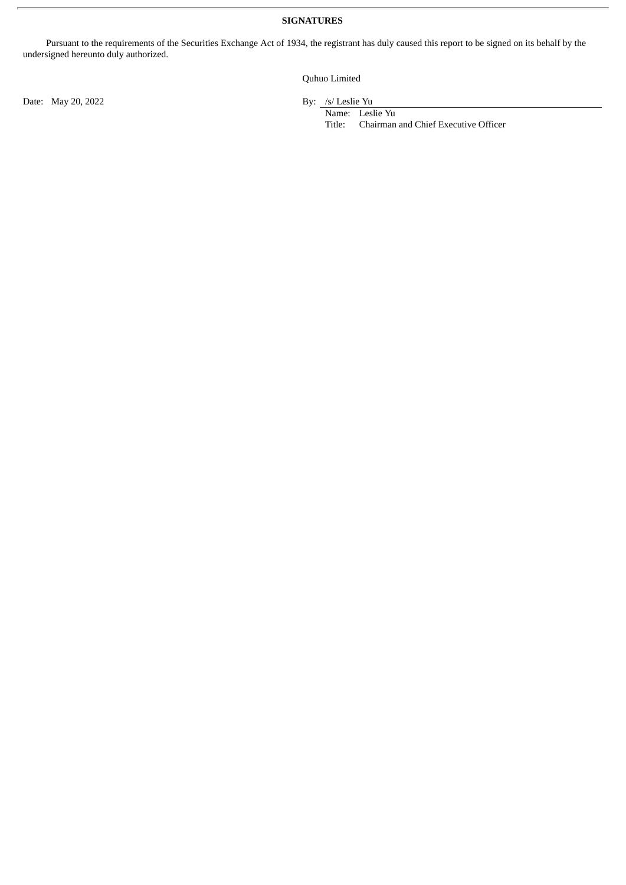**SIGNATURES**

Pursuant to the requirements of the Securities Exchange Act of 1934, the registrant has duly caused this report to be signed on its behalf by the undersigned hereunto duly authorized.

Quhuo Limited

Date: May 20, 2022

By: /s/ Leslie Yu
Name: Leslie Yu
Title: Chairman and Chief Executive Officer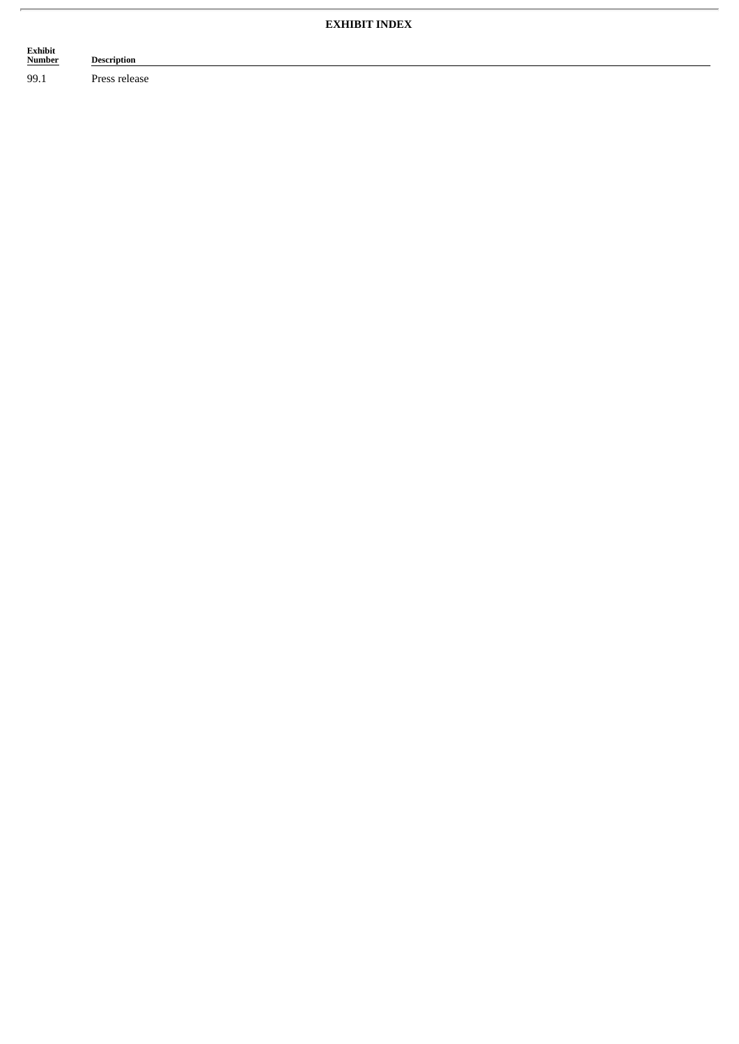**EXHIBIT INDEX**

| Exhibit Number | Description |
|---|---|
| 99.1 | Press release |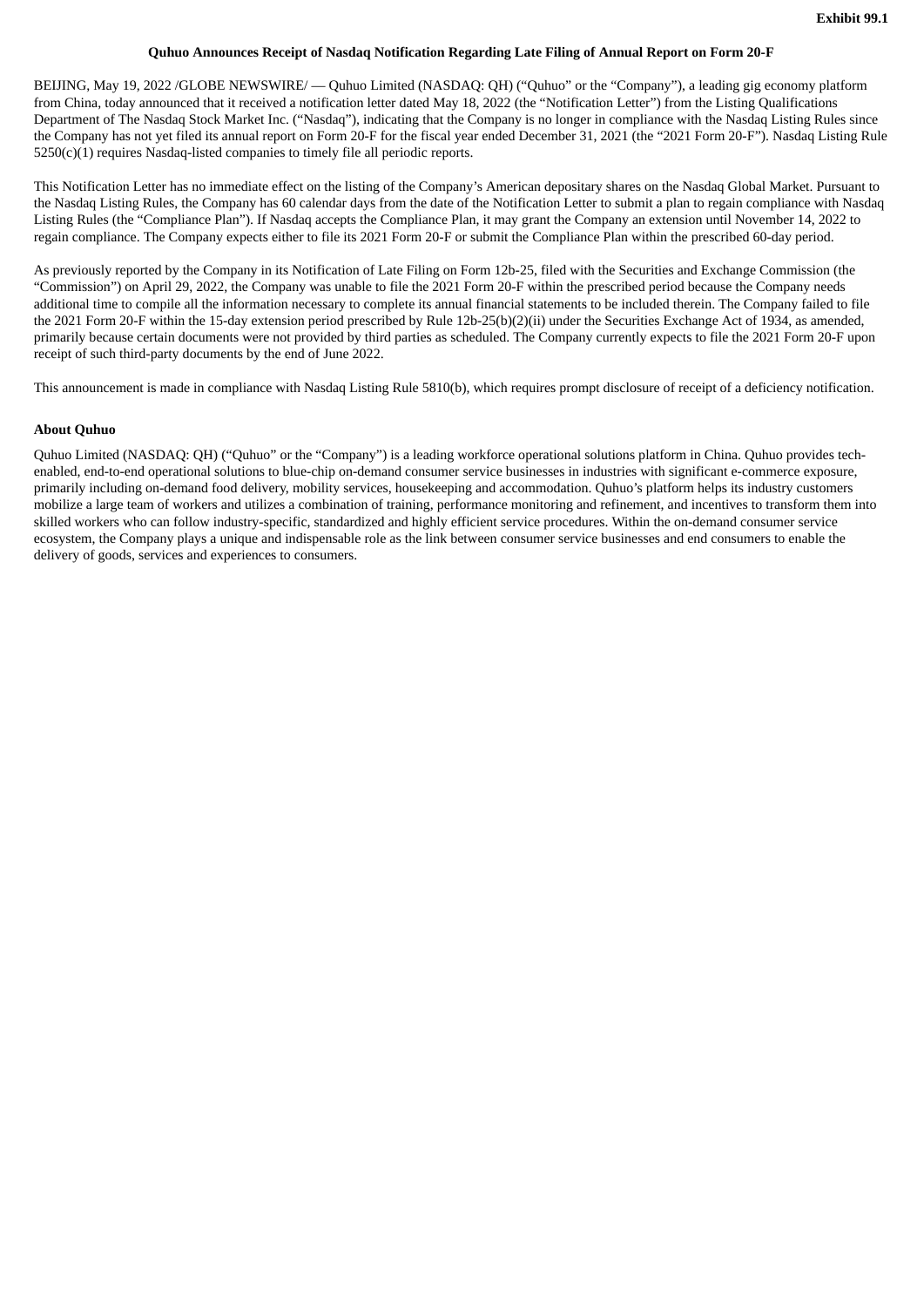Exhibit 99.1

**Quhuo Announces Receipt of Nasdaq Notification Regarding Late Filing of Annual Report on Form 20-F**

BEIJING, May 19, 2022 /GLOBE NEWSWIRE/ — Quhuo Limited (NASDAQ: QH) ("Quhuo" or the "Company"), a leading gig economy platform from China, today announced that it received a notification letter dated May 18, 2022 (the "Notification Letter") from the Listing Qualifications Department of The Nasdaq Stock Market Inc. ("Nasdaq"), indicating that the Company is no longer in compliance with the Nasdaq Listing Rules since the Company has not yet filed its annual report on Form 20-F for the fiscal year ended December 31, 2021 (the "2021 Form 20-F"). Nasdaq Listing Rule 5250(c)(1) requires Nasdaq-listed companies to timely file all periodic reports.

This Notification Letter has no immediate effect on the listing of the Company's American depositary shares on the Nasdaq Global Market. Pursuant to the Nasdaq Listing Rules, the Company has 60 calendar days from the date of the Notification Letter to submit a plan to regain compliance with Nasdaq Listing Rules (the "Compliance Plan"). If Nasdaq accepts the Compliance Plan, it may grant the Company an extension until November 14, 2022 to regain compliance. The Company expects either to file its 2021 Form 20-F or submit the Compliance Plan within the prescribed 60-day period.

As previously reported by the Company in its Notification of Late Filing on Form 12b-25, filed with the Securities and Exchange Commission (the "Commission") on April 29, 2022, the Company was unable to file the 2021 Form 20-F within the prescribed period because the Company needs additional time to compile all the information necessary to complete its annual financial statements to be included therein. The Company failed to file the 2021 Form 20-F within the 15-day extension period prescribed by Rule 12b-25(b)(2)(ii) under the Securities Exchange Act of 1934, as amended, primarily because certain documents were not provided by third parties as scheduled. The Company currently expects to file the 2021 Form 20-F upon receipt of such third-party documents by the end of June 2022.

This announcement is made in compliance with Nasdaq Listing Rule 5810(b), which requires prompt disclosure of receipt of a deficiency notification.

**About Quhuo**

Quhuo Limited (NASDAQ: QH) ("Quhuo" or the "Company") is a leading workforce operational solutions platform in China. Quhuo provides tech-enabled, end-to-end operational solutions to blue-chip on-demand consumer service businesses in industries with significant e-commerce exposure, primarily including on-demand food delivery, mobility services, housekeeping and accommodation. Quhuo's platform helps its industry customers mobilize a large team of workers and utilizes a combination of training, performance monitoring and refinement, and incentives to transform them into skilled workers who can follow industry-specific, standardized and highly efficient service procedures. Within the on-demand consumer service ecosystem, the Company plays a unique and indispensable role as the link between consumer service businesses and end consumers to enable the delivery of goods, services and experiences to consumers.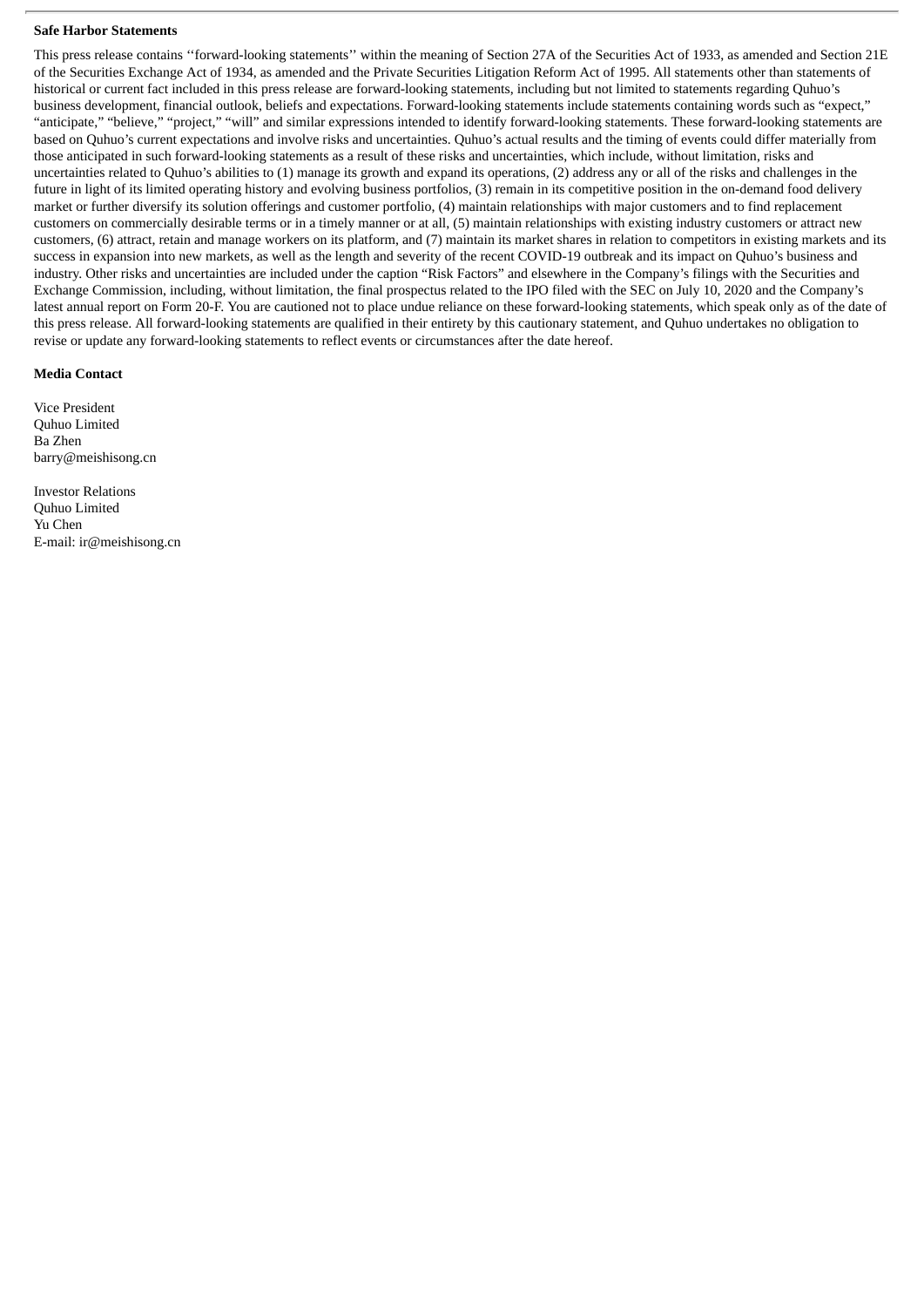**Safe Harbor Statements**

This press release contains ''forward-looking statements'' within the meaning of Section 27A of the Securities Act of 1933, as amended and Section 21E of the Securities Exchange Act of 1934, as amended and the Private Securities Litigation Reform Act of 1995. All statements other than statements of historical or current fact included in this press release are forward-looking statements, including but not limited to statements regarding Quhuo's business development, financial outlook, beliefs and expectations. Forward-looking statements include statements containing words such as "expect," "anticipate," "believe," "project," "will" and similar expressions intended to identify forward-looking statements. These forward-looking statements are based on Quhuo's current expectations and involve risks and uncertainties. Quhuo's actual results and the timing of events could differ materially from those anticipated in such forward-looking statements as a result of these risks and uncertainties, which include, without limitation, risks and uncertainties related to Quhuo's abilities to (1) manage its growth and expand its operations, (2) address any or all of the risks and challenges in the future in light of its limited operating history and evolving business portfolios, (3) remain in its competitive position in the on-demand food delivery market or further diversify its solution offerings and customer portfolio, (4) maintain relationships with major customers and to find replacement customers on commercially desirable terms or in a timely manner or at all, (5) maintain relationships with existing industry customers or attract new customers, (6) attract, retain and manage workers on its platform, and (7) maintain its market shares in relation to competitors in existing markets and its success in expansion into new markets, as well as the length and severity of the recent COVID-19 outbreak and its impact on Quhuo's business and industry. Other risks and uncertainties are included under the caption "Risk Factors" and elsewhere in the Company's filings with the Securities and Exchange Commission, including, without limitation, the final prospectus related to the IPO filed with the SEC on July 10, 2020 and the Company's latest annual report on Form 20-F. You are cautioned not to place undue reliance on these forward-looking statements, which speak only as of the date of this press release. All forward-looking statements are qualified in their entirety by this cautionary statement, and Quhuo undertakes no obligation to revise or update any forward-looking statements to reflect events or circumstances after the date hereof.

**Media Contact**

Vice President
Quhuo Limited
Ba Zhen
barry@meishisong.cn

Investor Relations
Quhuo Limited
Yu Chen
E-mail: ir@meishisong.cn